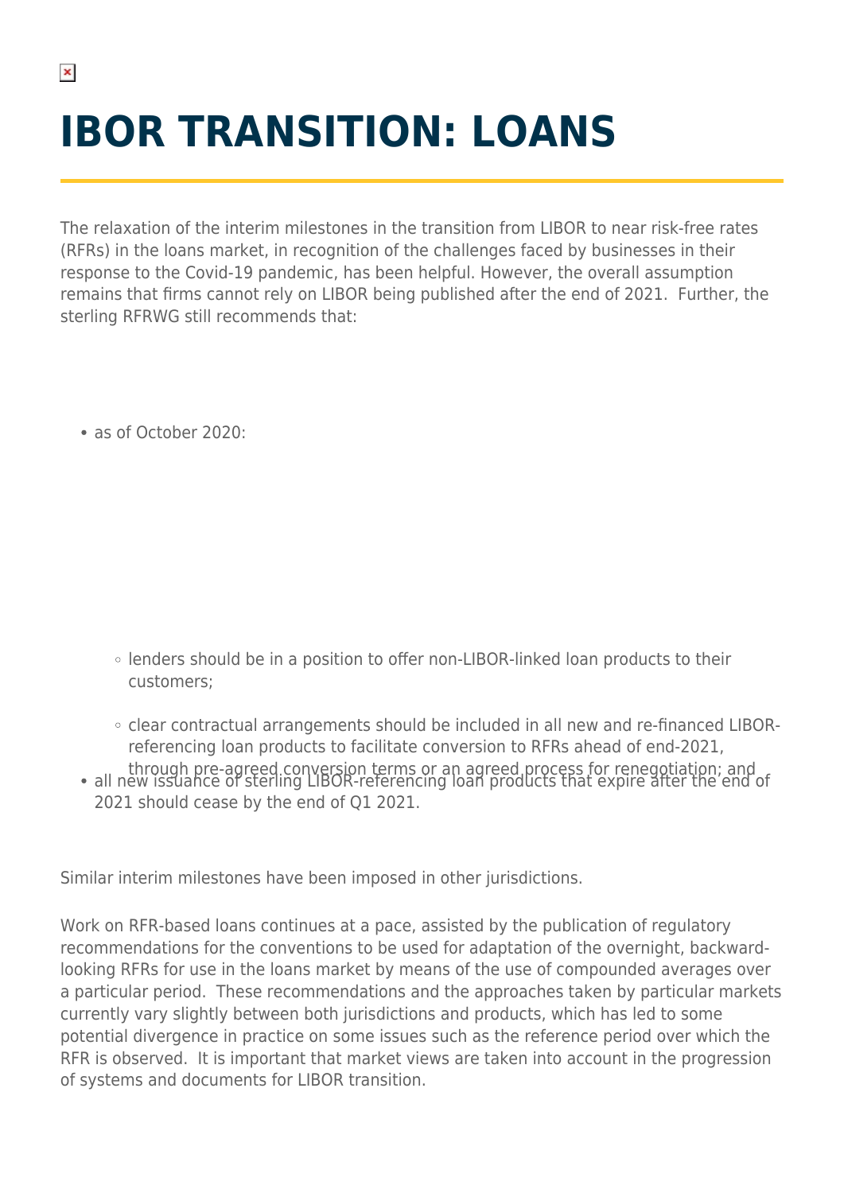# IBOR TRANSITION: LOANS

The relaxation of the interim milestones in the transition from LIBOR to near risk-free rates (RFRs) in the loans market, in recognition of the challenges faced by businesses in their response to the Covid-19 pandemic, has been helpful. However, the overall assumption remains that firms cannot rely on LIBOR being published after the end of 2021. Further, the sterling RFRWG still recommends that:

- as of October 2020:
  - lenders should be in a position to offer non-LIBOR-linked loan products to their customers;
  - clear contractual arrangements should be included in all new and re-financed LIBOR-referencing loan products to facilitate conversion to RFRs ahead of end-2021, through pre-agreed conversion terms or an agreed process for renegotiation; and
- all new issuance of sterling LIBOR-referencing loan products that expire after the end of 2021 should cease by the end of Q1 2021.

Similar interim milestones have been imposed in other jurisdictions.

Work on RFR-based loans continues at a pace, assisted by the publication of regulatory recommendations for the conventions to be used for adaptation of the overnight, backward-looking RFRs for use in the loans market by means of the use of compounded averages over a particular period. These recommendations and the approaches taken by particular markets currently vary slightly between both jurisdictions and products, which has led to some potential divergence in practice on some issues such as the reference period over which the RFR is observed. It is important that market views are taken into account in the progression of systems and documents for LIBOR transition.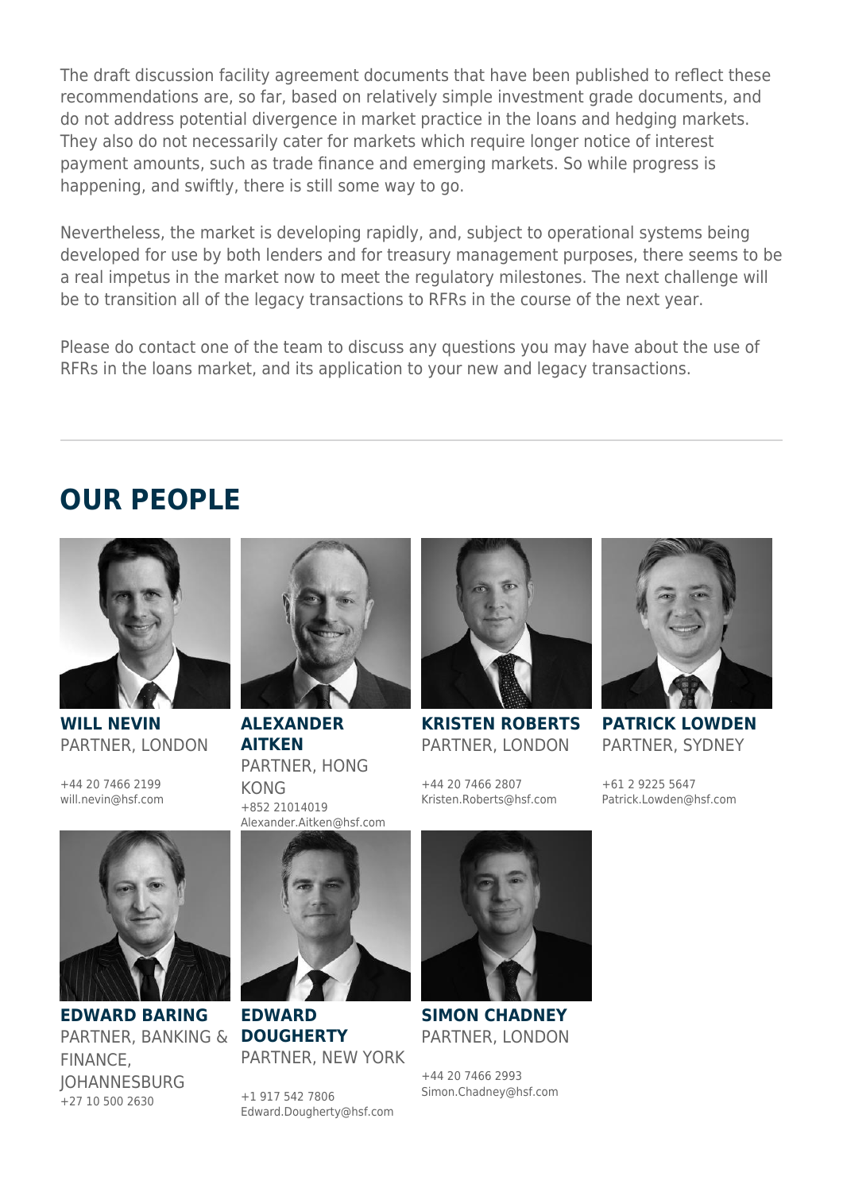The draft discussion facility agreement documents that have been published to reflect these recommendations are, so far, based on relatively simple investment grade documents, and do not address potential divergence in market practice in the loans and hedging markets. They also do not necessarily cater for markets which require longer notice of interest payment amounts, such as trade finance and emerging markets. So while progress is happening, and swiftly, there is still some way to go.

Nevertheless, the market is developing rapidly, and, subject to operational systems being developed for use by both lenders and for treasury management purposes, there seems to be a real impetus in the market now to meet the regulatory milestones. The next challenge will be to transition all of the legacy transactions to RFRs in the course of the next year.

Please do contact one of the team to discuss any questions you may have about the use of RFRs in the loans market, and its application to your new and legacy transactions.

---

## OUR PEOPLE

**WILL NEVIN**
PARTNER, LONDON

+44 20 7466 2199
will.nevin@hsf.com

**ALEXANDER AITKEN**
PARTNER, HONG KONG

+852 21014019
Alexander.Aitken@hsf.com

**KRISTEN ROBERTS**
PARTNER, LONDON

+44 20 7466 2807
Kristen.Roberts@hsf.com

**PATRICK LOWDEN**
PARTNER, SYDNEY

+61 2 9225 5647
Patrick.Lowden@hsf.com

**EDWARD BARING**
PARTNER, BANKING & FINANCE, JOHANNESBURG

+27 10 500 2630

**EDWARD DOUGHERTY**
PARTNER, NEW YORK

+1 917 542 7806
Edward.Dougherty@hsf.com

**SIMON CHADNEY**
PARTNER, LONDON

+44 20 7466 2993
Simon.Chadney@hsf.com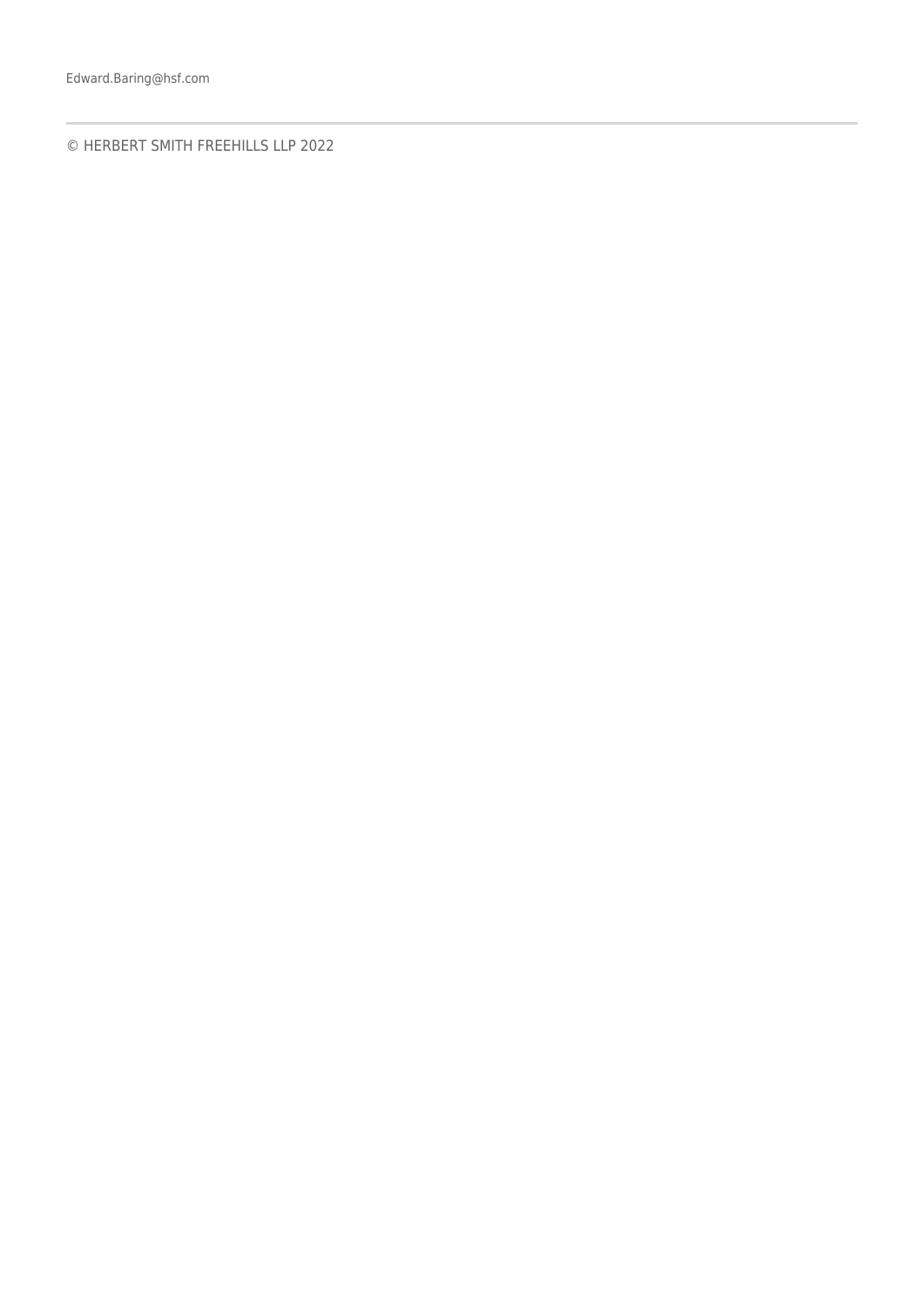Edward.Baring@hsf.com

---

© HERBERT SMITH FREEHILLS LLP 2022